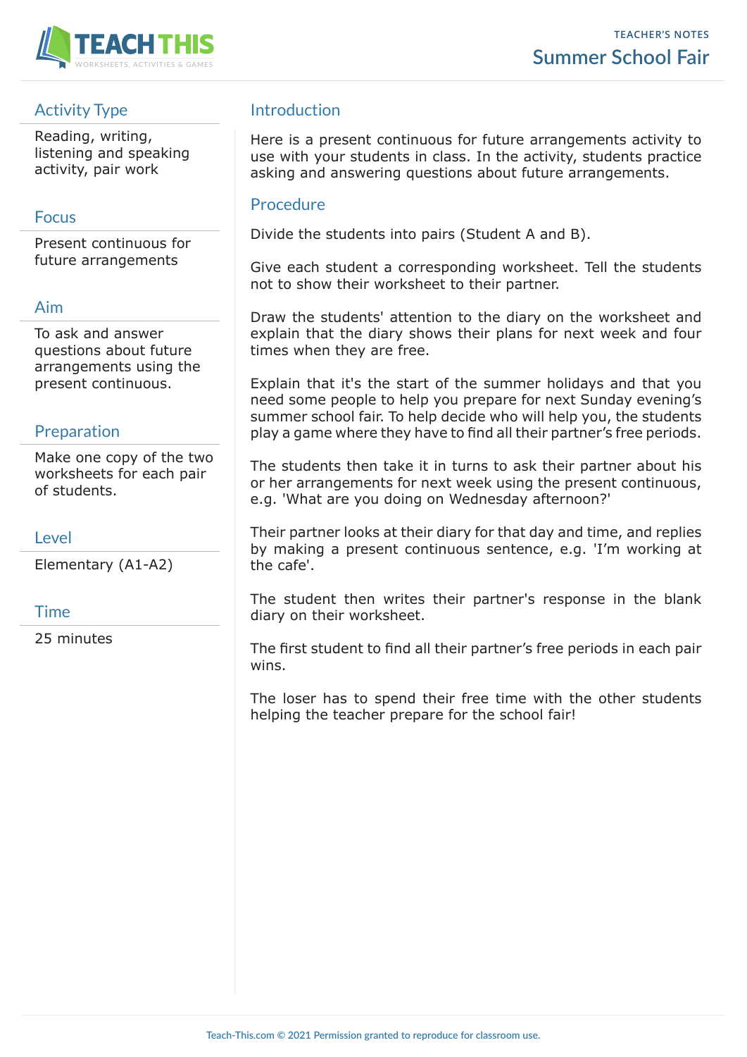TEACHER'S NOTES

# Summer School Fair

## Activity Type

Reading, writing, listening and speaking activity, pair work

## Focus

Present continuous for future arrangements

## Aim

To ask and answer questions about future arrangements using the present continuous.

## Preparation

Make one copy of the two worksheets for each pair of students.

## Level

Elementary (A1-A2)

## Time

25 minutes

## Introduction

Here is a present continuous for future arrangements activity to use with your students in class. In the activity, students practice asking and answering questions about future arrangements.

## Procedure

Divide the students into pairs (Student A and B).

Give each student a corresponding worksheet. Tell the students not to show their worksheet to their partner.

Draw the students' attention to the diary on the worksheet and explain that the diary shows their plans for next week and four times when they are free.

Explain that it's the start of the summer holidays and that you need some people to help you prepare for next Sunday evening's summer school fair. To help decide who will help you, the students play a game where they have to find all their partner's free periods.

The students then take it in turns to ask their partner about his or her arrangements for next week using the present continuous, e.g. 'What are you doing on Wednesday afternoon?'

Their partner looks at their diary for that day and time, and replies by making a present continuous sentence, e.g. 'I'm working at the cafe'.

The student then writes their partner's response in the blank diary on their worksheet.

The first student to find all their partner's free periods in each pair wins.

The loser has to spend their free time with the other students helping the teacher prepare for the school fair!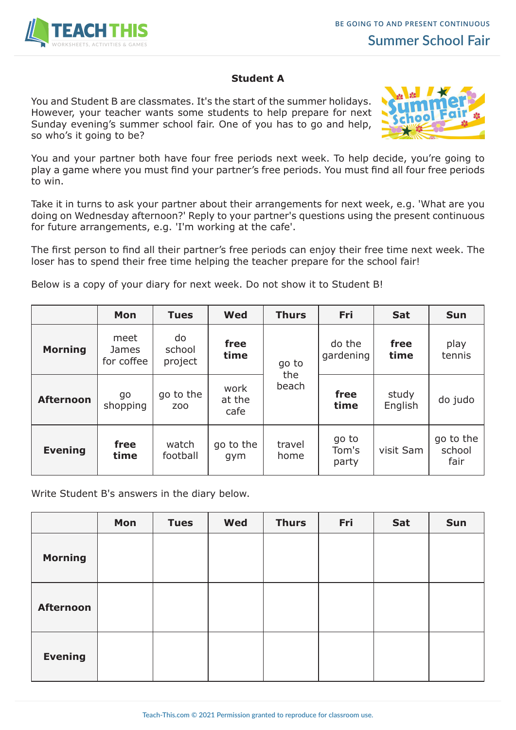## Student A

You and Student B are classmates. It's the start of the summer holidays. However, your teacher wants some students to help prepare for next Sunday evening's summer school fair. One of you has to go and help, so who's it going to be?

You and your partner both have four free periods next week. To help decide, you're going to play a game where you must find your partner's free periods. You must find all four free periods to win.

Take it in turns to ask your partner about their arrangements for next week, e.g. 'What are you doing on Wednesday afternoon?' Reply to your partner's questions using the present continuous for future arrangements, e.g. 'I'm working at the cafe'.

The first person to find all their partner's free periods can enjoy their free time next week. The loser has to spend their free time helping the teacher prepare for the school fair!

Below is a copy of your diary for next week. Do not show it to Student B!

| | Mon | Tues | Wed | Thurs | Fri | Sat | Sun |
|---|---|---|---|---|---|---|---|
| **Morning** | meet James for coffee | do school project | **free time** | go to the beach | do the gardening | **free time** | play tennis |
| **Afternoon** | go shopping | go to the zoo | work at the cafe | | **free time** | study English | do judo |
| **Evening** | **free time** | watch football | go to the gym | travel home | go to Tom's party | visit Sam | go to the school fair |

Write Student B's answers in the diary below.

| | Mon | Tues | Wed | Thurs | Fri | Sat | Sun |
|---|---|---|---|---|---|---|---|
| **Morning** | | | | | | | |
| **Afternoon** | | | | | | | |
| **Evening** | | | | | | | |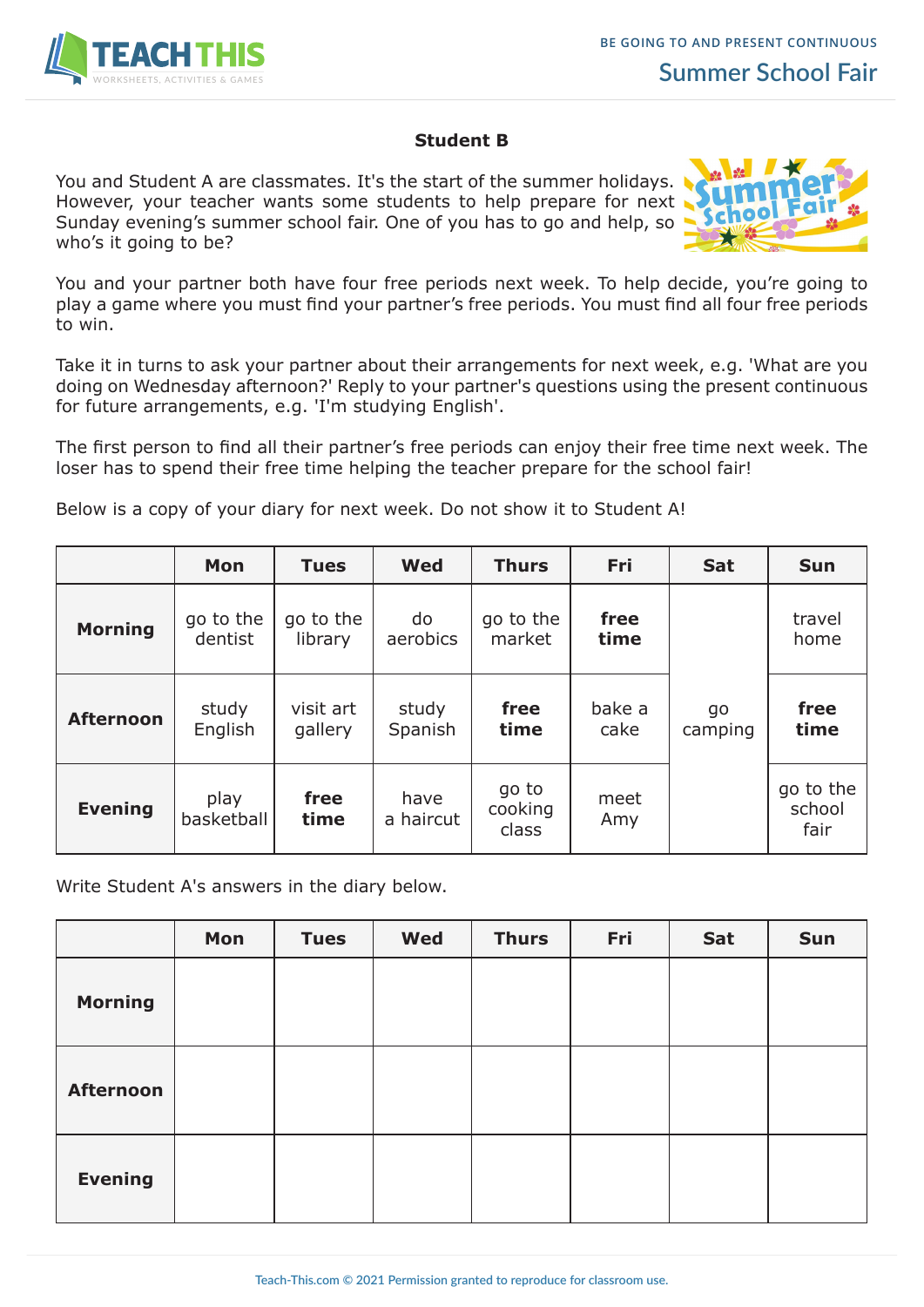## Student B

You and Student A are classmates. It's the start of the summer holidays. However, your teacher wants some students to help prepare for next Sunday evening's summer school fair. One of you has to go and help, so who's it going to be?

You and your partner both have four free periods next week. To help decide, you're going to play a game where you must find your partner's free periods. You must find all four free periods to win.

Take it in turns to ask your partner about their arrangements for next week, e.g. 'What are you doing on Wednesday afternoon?' Reply to your partner's questions using the present continuous for future arrangements, e.g. 'I'm studying English'.

The first person to find all their partner's free periods can enjoy their free time next week. The loser has to spend their free time helping the teacher prepare for the school fair!

Below is a copy of your diary for next week. Do not show it to Student A!

| | Mon | Tues | Wed | Thurs | Fri | Sat | Sun |
|---|---|---|---|---|---|---|---|
| **Morning** | go to the dentist | go to the library | do aerobics | go to the market | **free time** | go camping | travel home |
| **Afternoon** | study English | visit art gallery | study Spanish | **free time** | bake a cake | | **free time** |
| **Evening** | play basketball | **free time** | have a haircut | go to cooking class | meet Amy | | go to the school fair |

Write Student A's answers in the diary below.

| | Mon | Tues | Wed | Thurs | Fri | Sat | Sun |
|---|---|---|---|---|---|---|---|
| **Morning** | | | | | | | |
| **Afternoon** | | | | | | | |
| **Evening** | | | | | | | |